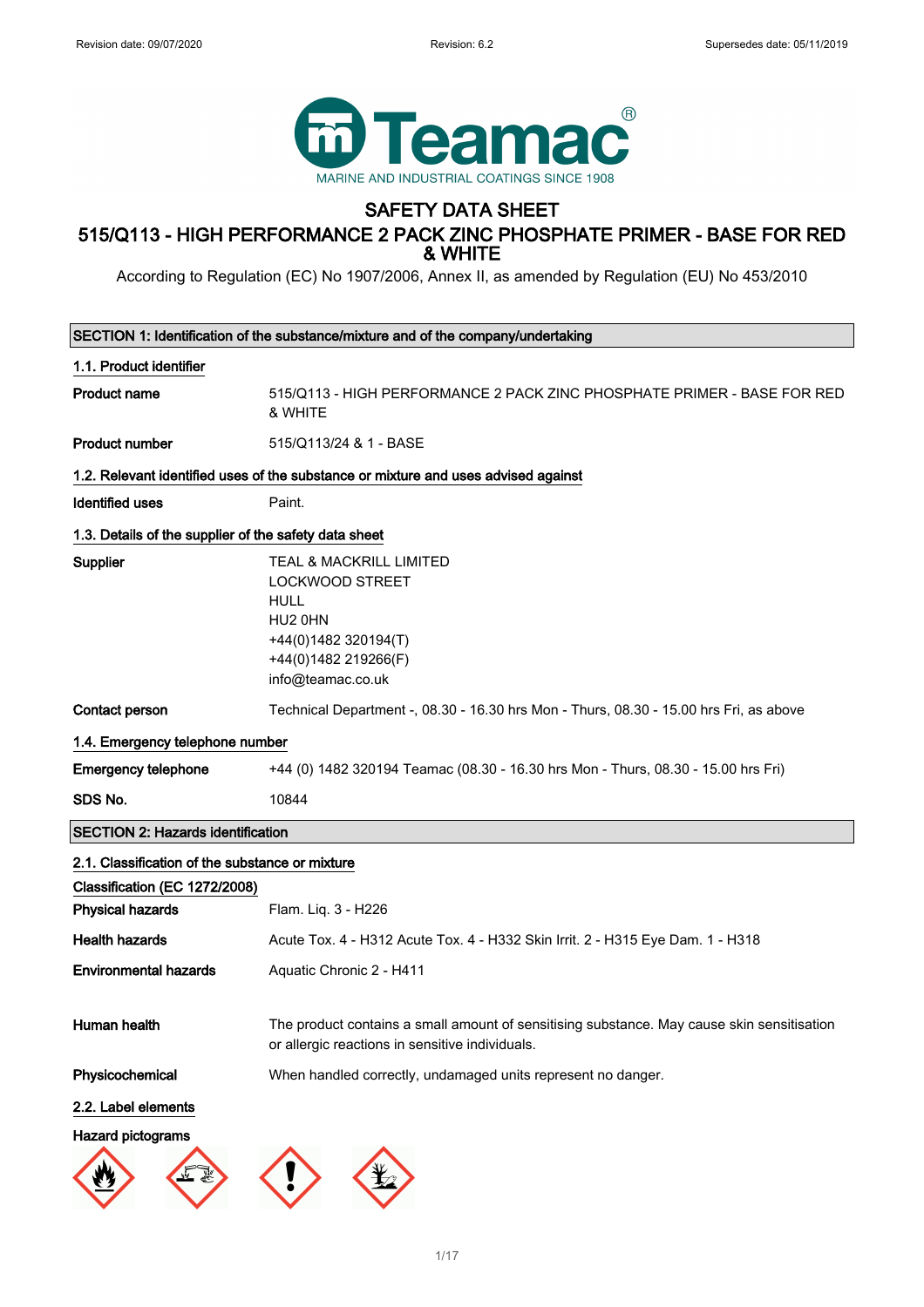Revision date: 09/07/2020 Revision: 6.2 Supersedes date: 05/11/2019

Teamac®
MARINE AND INDUSTRIAL COATINGS SINCE 1908

# SAFETY DATA SHEET

# 515/Q113 - HIGH PERFORMANCE 2 PACK ZINC PHOSPHATE PRIMER - BASE FOR RED & WHITE

According to Regulation (EC) No 1907/2006, Annex II, as amended by Regulation (EU) No 453/2010

## SECTION 1: Identification of the substance/mixture and of the company/undertaking

### 1.1. Product identifier

| | |
|---|---|
| **Product name** | 515/Q113 - HIGH PERFORMANCE 2 PACK ZINC PHOSPHATE PRIMER - BASE FOR RED & WHITE |
| **Product number** | 515/Q113/24 & 1 - BASE |

### 1.2. Relevant identified uses of the substance or mixture and uses advised against

| | |
|---|---|
| **Identified uses** | Paint. |

### 1.3. Details of the supplier of the safety data sheet

| | |
|---|---|
| **Supplier** | TEAL & MACKRILL LIMITED<br>LOCKWOOD STREET<br>HULL<br>HU2 0HN<br>+44(0)1482 320194(T)<br>+44(0)1482 219266(F)<br>info@teamac.co.uk |
| **Contact person** | Technical Department -, 08.30 - 16.30 hrs Mon - Thurs, 08.30 - 15.00 hrs Fri, as above |

### 1.4. Emergency telephone number

| | |
|---|---|
| **Emergency telephone** | +44 (0) 1482 320194 Teamac (08.30 - 16.30 hrs Mon - Thurs, 08.30 - 15.00 hrs Fri) |
| **SDS No.** | 10844 |

## SECTION 2: Hazards identification

### 2.1. Classification of the substance or mixture

**Classification (EC 1272/2008)**

| | |
|---|---|
| **Physical hazards** | Flam. Liq. 3 - H226 |
| **Health hazards** | Acute Tox. 4 - H312 Acute Tox. 4 - H332 Skin Irrit. 2 - H315 Eye Dam. 1 - H318 |
| **Environmental hazards** | Aquatic Chronic 2 - H411 |
| **Human health** | The product contains a small amount of sensitising substance. May cause skin sensitisation or allergic reactions in sensitive individuals. |
| **Physicochemical** | When handled correctly, undamaged units represent no danger. |

### 2.2. Label elements

**Hazard pictograms**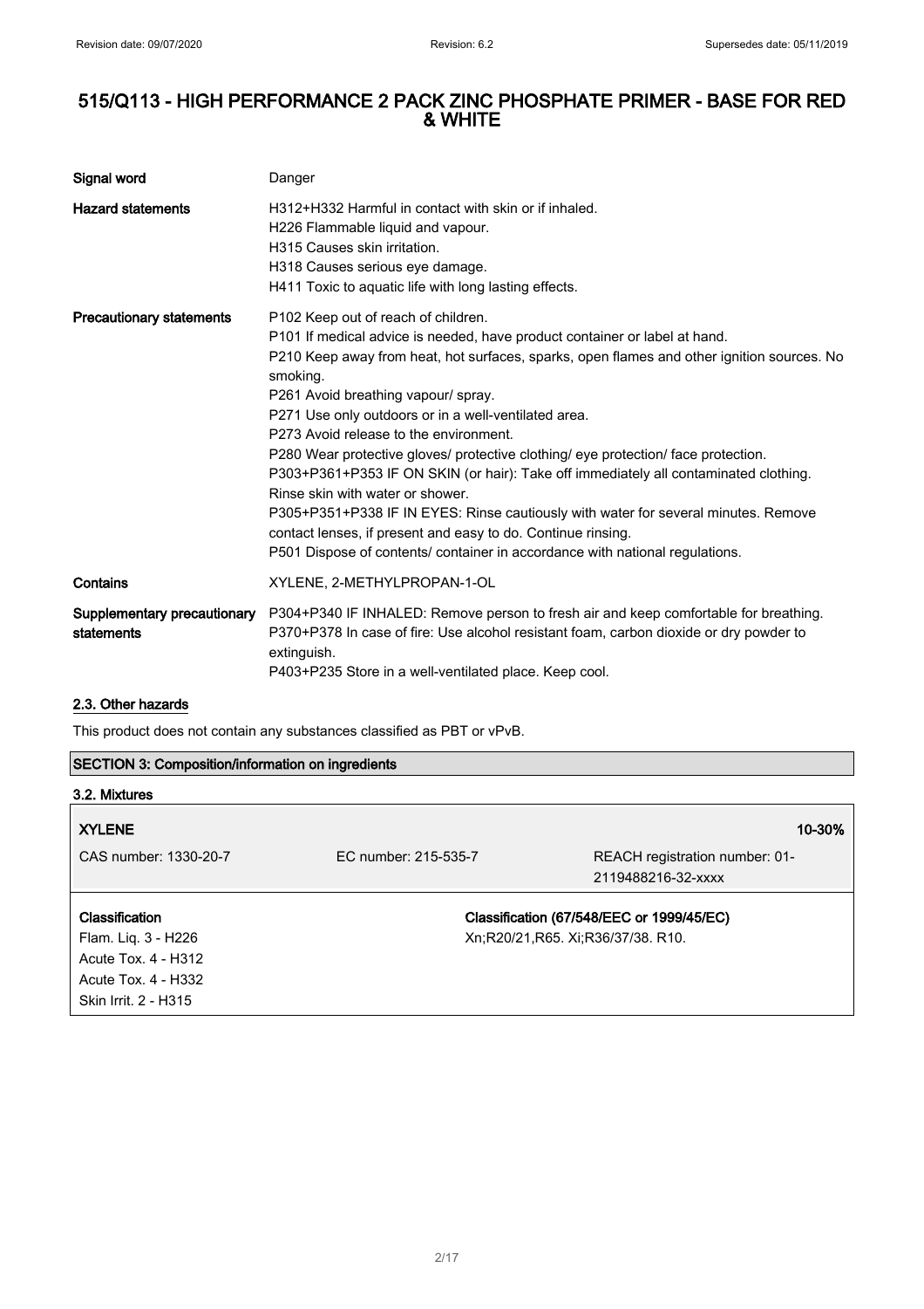# 515/Q113 - HIGH PERFORMANCE 2 PACK ZINC PHOSPHATE PRIMER - BASE FOR RED & WHITE

| | |
|---|---|
| **Signal word** | Danger |
| **Hazard statements** | H312+H332 Harmful in contact with skin or if inhaled.<br>H226 Flammable liquid and vapour.<br>H315 Causes skin irritation.<br>H318 Causes serious eye damage.<br>H411 Toxic to aquatic life with long lasting effects. |
| **Precautionary statements** | P102 Keep out of reach of children.<br>P101 If medical advice is needed, have product container or label at hand.<br>P210 Keep away from heat, hot surfaces, sparks, open flames and other ignition sources. No smoking.<br>P261 Avoid breathing vapour/ spray.<br>P271 Use only outdoors or in a well-ventilated area.<br>P273 Avoid release to the environment.<br>P280 Wear protective gloves/ protective clothing/ eye protection/ face protection.<br>P303+P361+P353 IF ON SKIN (or hair): Take off immediately all contaminated clothing. Rinse skin with water or shower.<br>P305+P351+P338 IF IN EYES: Rinse cautiously with water for several minutes. Remove contact lenses, if present and easy to do. Continue rinsing.<br>P501 Dispose of contents/ container in accordance with national regulations. |
| **Contains** | XYLENE, 2-METHYLPROPAN-1-OL |
| **Supplementary precautionary statements** | P304+P340 IF INHALED: Remove person to fresh air and keep comfortable for breathing.<br>P370+P378 In case of fire: Use alcohol resistant foam, carbon dioxide or dry powder to extinguish.<br>P403+P235 Store in a well-ventilated place. Keep cool. |

## 2.3. Other hazards

This product does not contain any substances classified as PBT or vPvB.

## SECTION 3: Composition/information on ingredients

### 3.2. Mixtures

| **XYLENE** | | **10-30%** |
|---|---|---|
| CAS number: 1330-20-7 | EC number: 215-535-7 | REACH registration number: 01-2119488216-32-xxxx |

| **Classification** | **Classification (67/548/EEC or 1999/45/EC)** |
|---|---|
| Flam. Liq. 3 - H226<br>Acute Tox. 4 - H312<br>Acute Tox. 4 - H332<br>Skin Irrit. 2 - H315 | Xn;R20/21,R65. Xi;R36/37/38. R10. |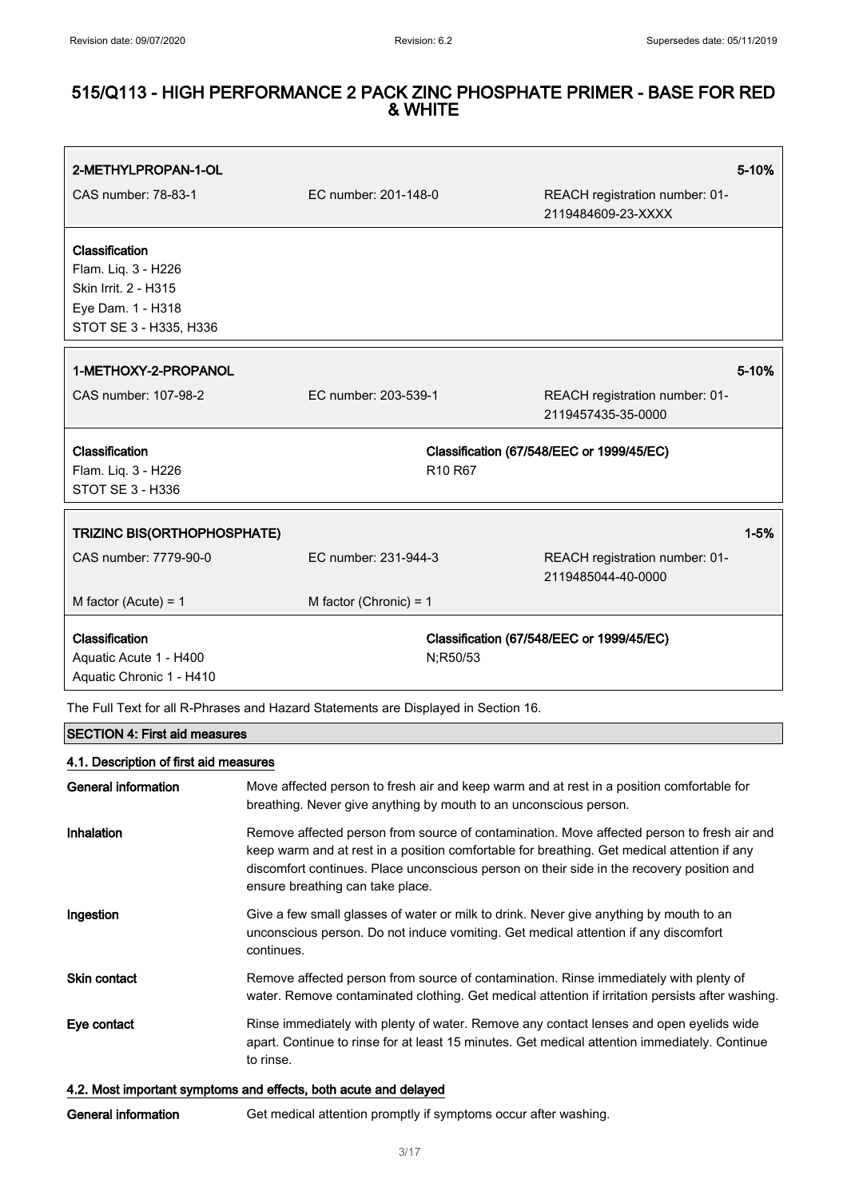| **2-METHYLPROPAN-1-OL** | | **5-10%** |
|---|---|---|
| CAS number: 78-83-1 | EC number: 201-148-0 | REACH registration number: 01-2119484609-23-XXXX |

| **Classification** |
|---|
| Flam. Liq. 3 - H226<br>Skin Irrit. 2 - H315<br>Eye Dam. 1 - H318<br>STOT SE 3 - H335, H336 |

| **1-METHOXY-2-PROPANOL** | | **5-10%** |
|---|---|---|
| CAS number: 107-98-2 | EC number: 203-539-1 | REACH registration number: 01-2119457435-35-0000 |

| **Classification** | **Classification (67/548/EEC or 1999/45/EC)** |
|---|---|
| Flam. Liq. 3 - H226<br>STOT SE 3 - H336 | R10 R67 |

| **TRIZINC BIS(ORTHOPHOSPHATE)** | | **1-5%** |
|---|---|---|
| CAS number: 7779-90-0 | EC number: 231-944-3 | REACH registration number: 01-2119485044-40-0000 |
| M factor (Acute) = 1 | M factor (Chronic) = 1 | |

| **Classification** | **Classification (67/548/EEC or 1999/45/EC)** |
|---|---|
| Aquatic Acute 1 - H400<br>Aquatic Chronic 1 - H410 | N;R50/53 |

The Full Text for all R-Phrases and Hazard Statements are Displayed in Section 16.

## SECTION 4: First aid measures

### 4.1. Description of first aid measures

**General information** Move affected person to fresh air and keep warm and at rest in a position comfortable for breathing. Never give anything by mouth to an unconscious person.

**Inhalation** Remove affected person from source of contamination. Move affected person to fresh air and keep warm and at rest in a position comfortable for breathing. Get medical attention if any discomfort continues. Place unconscious person on their side in the recovery position and ensure breathing can take place.

**Ingestion** Give a few small glasses of water or milk to drink. Never give anything by mouth to an unconscious person. Do not induce vomiting. Get medical attention if any discomfort continues.

**Skin contact** Remove affected person from source of contamination. Rinse immediately with plenty of water. Remove contaminated clothing. Get medical attention if irritation persists after washing.

**Eye contact** Rinse immediately with plenty of water. Remove any contact lenses and open eyelids wide apart. Continue to rinse for at least 15 minutes. Get medical attention immediately. Continue to rinse.

### 4.2. Most important symptoms and effects, both acute and delayed

**General information** Get medical attention promptly if symptoms occur after washing.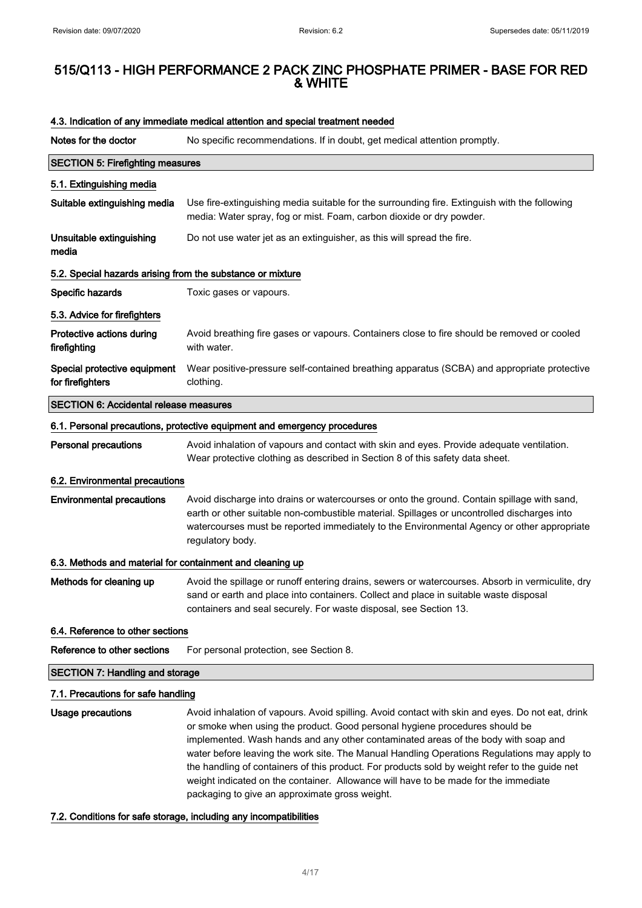### 4.3. Indication of any immediate medical attention and special treatment needed

| | |
|---|---|
| **Notes for the doctor** | No specific recommendations. If in doubt, get medical attention promptly. |

## SECTION 5: Firefighting measures

### 5.1. Extinguishing media

| | |
|---|---|
| **Suitable extinguishing media** | Use fire-extinguishing media suitable for the surrounding fire. Extinguish with the following media: Water spray, fog or mist. Foam, carbon dioxide or dry powder. |
| **Unsuitable extinguishing media** | Do not use water jet as an extinguisher, as this will spread the fire. |

### 5.2. Special hazards arising from the substance or mixture

| | |
|---|---|
| **Specific hazards** | Toxic gases or vapours. |

### 5.3. Advice for firefighters

| | |
|---|---|
| **Protective actions during firefighting** | Avoid breathing fire gases or vapours. Containers close to fire should be removed or cooled with water. |
| **Special protective equipment for firefighters** | Wear positive-pressure self-contained breathing apparatus (SCBA) and appropriate protective clothing. |

## SECTION 6: Accidental release measures

### 6.1. Personal precautions, protective equipment and emergency procedures

| | |
|---|---|
| **Personal precautions** | Avoid inhalation of vapours and contact with skin and eyes. Provide adequate ventilation. Wear protective clothing as described in Section 8 of this safety data sheet. |

### 6.2. Environmental precautions

| | |
|---|---|
| **Environmental precautions** | Avoid discharge into drains or watercourses or onto the ground. Contain spillage with sand, earth or other suitable non-combustible material. Spillages or uncontrolled discharges into watercourses must be reported immediately to the Environmental Agency or other appropriate regulatory body. |

### 6.3. Methods and material for containment and cleaning up

| | |
|---|---|
| **Methods for cleaning up** | Avoid the spillage or runoff entering drains, sewers or watercourses. Absorb in vermiculite, dry sand or earth and place into containers. Collect and place in suitable waste disposal containers and seal securely. For waste disposal, see Section 13. |

### 6.4. Reference to other sections

| | |
|---|---|
| **Reference to other sections** | For personal protection, see Section 8. |

## SECTION 7: Handling and storage

### 7.1. Precautions for safe handling

| | |
|---|---|
| **Usage precautions** | Avoid inhalation of vapours. Avoid spilling. Avoid contact with skin and eyes. Do not eat, drink or smoke when using the product. Good personal hygiene procedures should be implemented. Wash hands and any other contaminated areas of the body with soap and water before leaving the work site. The Manual Handling Operations Regulations may apply to the handling of containers of this product. For products sold by weight refer to the guide net weight indicated on the container. Allowance will have to be made for the immediate packaging to give an approximate gross weight. |

### 7.2. Conditions for safe storage, including any incompatibilities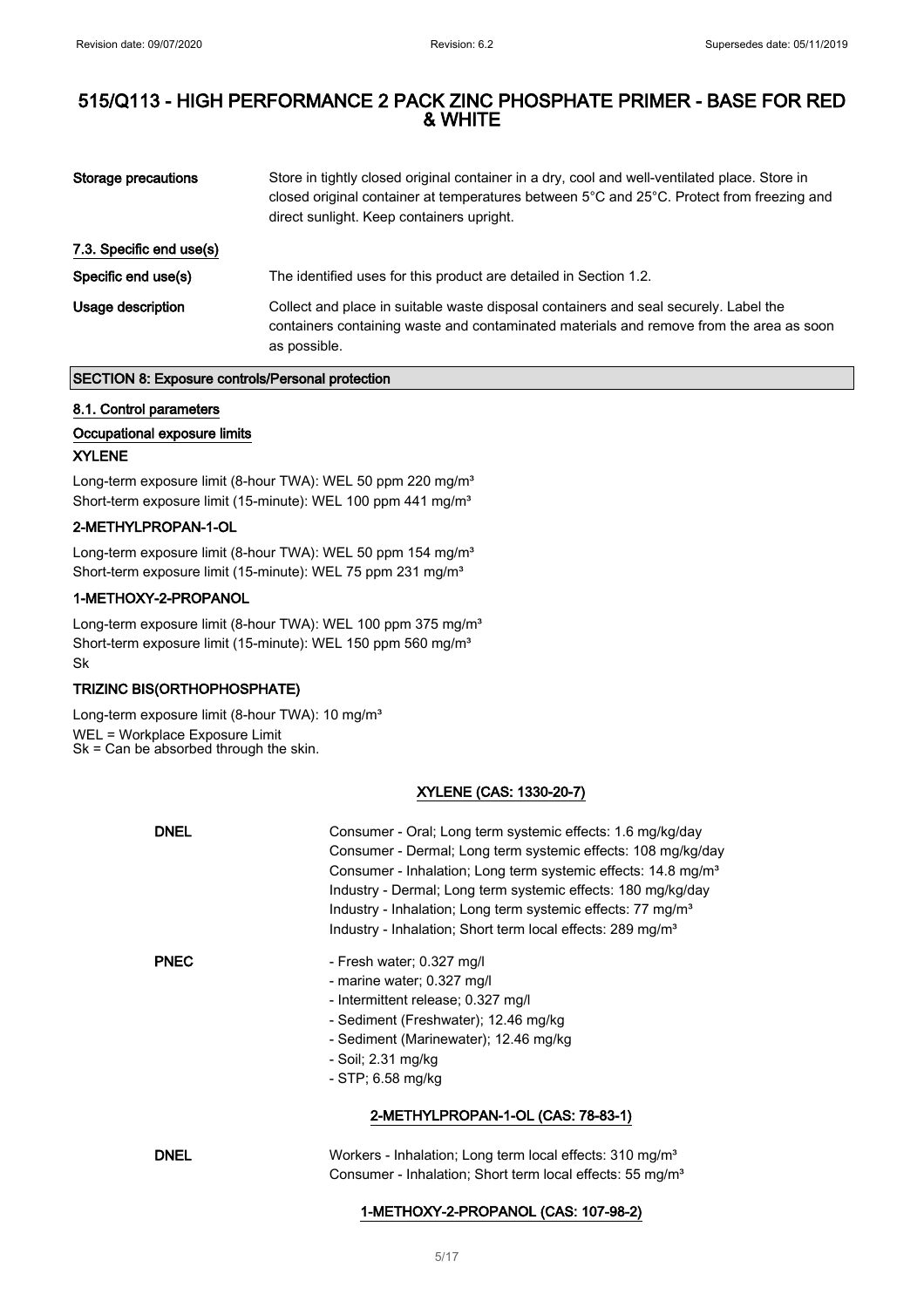| | |
|---|---|
| **Storage precautions** | Store in tightly closed original container in a dry, cool and well-ventilated place. Store in closed original container at temperatures between 5°C and 25°C. Protect from freezing and direct sunlight. Keep containers upright. |

**7.3. Specific end use(s)**

| | |
|---|---|
| **Specific end use(s)** | The identified uses for this product are detailed in Section 1.2. |
| **Usage description** | Collect and place in suitable waste disposal containers and seal securely. Label the containers containing waste and contaminated materials and remove from the area as soon as possible. |

## SECTION 8: Exposure controls/Personal protection

### 8.1. Control parameters

**Occupational exposure limits**

**XYLENE**

Long-term exposure limit (8-hour TWA): WEL 50 ppm 220 mg/m³
Short-term exposure limit (15-minute): WEL 100 ppm 441 mg/m³

**2-METHYLPROPAN-1-OL**

Long-term exposure limit (8-hour TWA): WEL 50 ppm 154 mg/m³
Short-term exposure limit (15-minute): WEL 75 ppm 231 mg/m³

**1-METHOXY-2-PROPANOL**

Long-term exposure limit (8-hour TWA): WEL 100 ppm 375 mg/m³
Short-term exposure limit (15-minute): WEL 150 ppm 560 mg/m³
Sk

**TRIZINC BIS(ORTHOPHOSPHATE)**

Long-term exposure limit (8-hour TWA): 10 mg/m³
WEL = Workplace Exposure Limit
Sk = Can be absorbed through the skin.

**XYLENE (CAS: 1330-20-7)**

| | |
|---|---|
| **DNEL** | Consumer - Oral; Long term systemic effects: 1.6 mg/kg/day<br>Consumer - Dermal; Long term systemic effects: 108 mg/kg/day<br>Consumer - Inhalation; Long term systemic effects: 14.8 mg/m³<br>Industry - Dermal; Long term systemic effects: 180 mg/kg/day<br>Industry - Inhalation; Long term systemic effects: 77 mg/m³<br>Industry - Inhalation; Short term local effects: 289 mg/m³ |
| **PNEC** | - Fresh water; 0.327 mg/l<br>- marine water; 0.327 mg/l<br>- Intermittent release; 0.327 mg/l<br>- Sediment (Freshwater); 12.46 mg/kg<br>- Sediment (Marinewater); 12.46 mg/kg<br>- Soil; 2.31 mg/kg<br>- STP; 6.58 mg/kg |

**2-METHYLPROPAN-1-OL (CAS: 78-83-1)**

| | |
|---|---|
| **DNEL** | Workers - Inhalation; Long term local effects: 310 mg/m³<br>Consumer - Inhalation; Short term local effects: 55 mg/m³ |

**1-METHOXY-2-PROPANOL (CAS: 107-98-2)**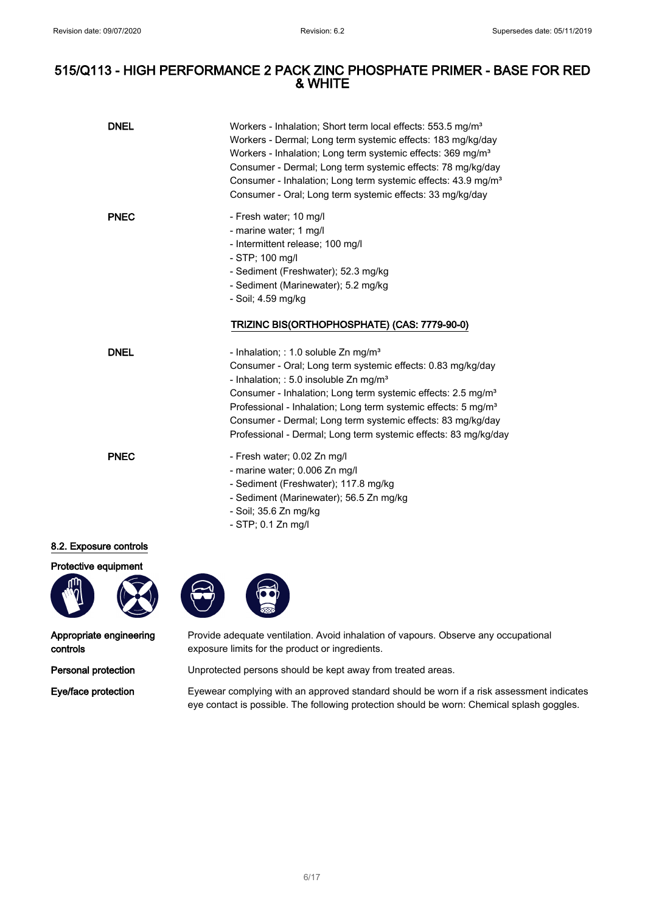# 515/Q113 - HIGH PERFORMANCE 2 PACK ZINC PHOSPHATE PRIMER - BASE FOR RED & WHITE

| | |
|---|---|
| **DNEL** | Workers - Inhalation; Short term local effects: 553.5 mg/m³<br>Workers - Dermal; Long term systemic effects: 183 mg/kg/day<br>Workers - Inhalation; Long term systemic effects: 369 mg/m³<br>Consumer - Dermal; Long term systemic effects: 78 mg/kg/day<br>Consumer - Inhalation; Long term systemic effects: 43.9 mg/m³<br>Consumer - Oral; Long term systemic effects: 33 mg/kg/day |
| **PNEC** | - Fresh water; 10 mg/l<br>- marine water; 1 mg/l<br>- Intermittent release; 100 mg/l<br>- STP; 100 mg/l<br>- Sediment (Freshwater); 52.3 mg/kg<br>- Sediment (Marinewater); 5.2 mg/kg<br>- Soil; 4.59 mg/kg |

**TRIZINC BIS(ORTHOPHOSPHATE) (CAS: 7779-90-0)**

| | |
|---|---|
| **DNEL** | - Inhalation; : 1.0 soluble Zn mg/m³<br>Consumer - Oral; Long term systemic effects: 0.83 mg/kg/day<br>- Inhalation; : 5.0 insoluble Zn mg/m³<br>Consumer - Inhalation; Long term systemic effects: 2.5 mg/m³<br>Professional - Inhalation; Long term systemic effects: 5 mg/m³<br>Consumer - Dermal; Long term systemic effects: 83 mg/kg/day<br>Professional - Dermal; Long term systemic effects: 83 mg/kg/day |
| **PNEC** | - Fresh water; 0.02 Zn mg/l<br>- marine water; 0.006 Zn mg/l<br>- Sediment (Freshwater); 117.8 mg/kg<br>- Sediment (Marinewater); 56.5 Zn mg/kg<br>- Soil; 35.6 Zn mg/kg<br>- STP; 0.1 Zn mg/l |

## 8.2. Exposure controls

**Protective equipment**

**Appropriate engineering controls** Provide adequate ventilation. Avoid inhalation of vapours. Observe any occupational exposure limits for the product or ingredients.

**Personal protection** Unprotected persons should be kept away from treated areas.

**Eye/face protection** Eyewear complying with an approved standard should be worn if a risk assessment indicates eye contact is possible. The following protection should be worn: Chemical splash goggles.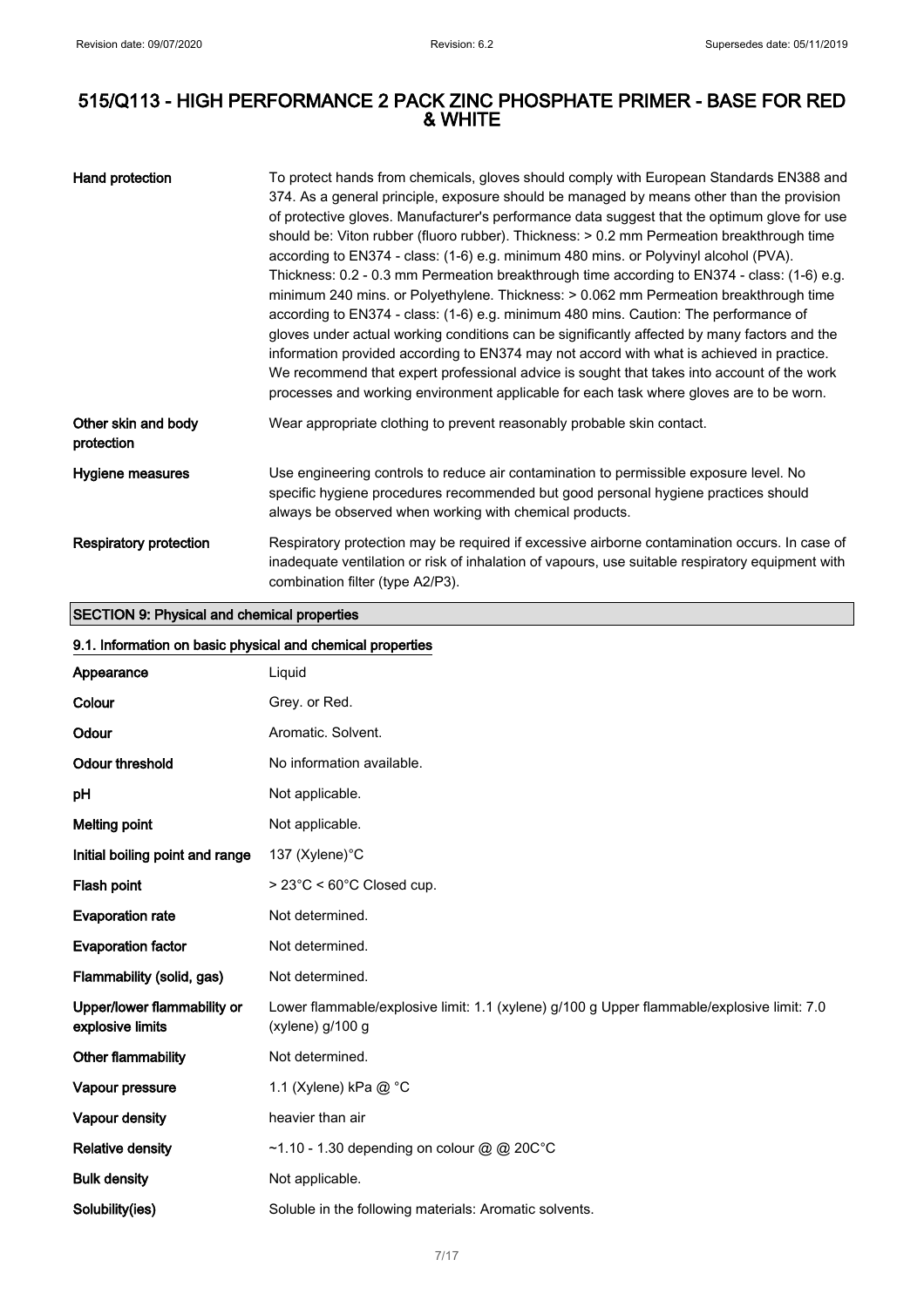# 515/Q113 - HIGH PERFORMANCE 2 PACK ZINC PHOSPHATE PRIMER - BASE FOR RED & WHITE

| | |
|---|---|
| **Hand protection** | To protect hands from chemicals, gloves should comply with European Standards EN388 and 374. As a general principle, exposure should be managed by means other than the provision of protective gloves. Manufacturer's performance data suggest that the optimum glove for use should be: Viton rubber (fluoro rubber). Thickness: > 0.2 mm Permeation breakthrough time according to EN374 - class: (1-6) e.g. minimum 480 mins. or Polyvinyl alcohol (PVA). Thickness: 0.2 - 0.3 mm Permeation breakthrough time according to EN374 - class: (1-6) e.g. minimum 240 mins. or Polyethylene. Thickness: > 0.062 mm Permeation breakthrough time according to EN374 - class: (1-6) e.g. minimum 480 mins. Caution: The performance of gloves under actual working conditions can be significantly affected by many factors and the information provided according to EN374 may not accord with what is achieved in practice. We recommend that expert professional advice is sought that takes into account of the work processes and working environment applicable for each task where gloves are to be worn. |
| **Other skin and body protection** | Wear appropriate clothing to prevent reasonably probable skin contact. |
| **Hygiene measures** | Use engineering controls to reduce air contamination to permissible exposure level. No specific hygiene procedures recommended but good personal hygiene practices should always be observed when working with chemical products. |
| **Respiratory protection** | Respiratory protection may be required if excessive airborne contamination occurs. In case of inadequate ventilation or risk of inhalation of vapours, use suitable respiratory equipment with combination filter (type A2/P3). |

## SECTION 9: Physical and chemical properties

### 9.1. Information on basic physical and chemical properties

| | |
|---|---|
| **Appearance** | Liquid |
| **Colour** | Grey. or Red. |
| **Odour** | Aromatic. Solvent. |
| **Odour threshold** | No information available. |
| **pH** | Not applicable. |
| **Melting point** | Not applicable. |
| **Initial boiling point and range** | 137 (Xylene)°C |
| **Flash point** | > 23°C < 60°C Closed cup. |
| **Evaporation rate** | Not determined. |
| **Evaporation factor** | Not determined. |
| **Flammability (solid, gas)** | Not determined. |
| **Upper/lower flammability or explosive limits** | Lower flammable/explosive limit: 1.1 (xylene) g/100 g Upper flammable/explosive limit: 7.0 (xylene) g/100 g |
| **Other flammability** | Not determined. |
| **Vapour pressure** | 1.1 (Xylene) kPa @ °C |
| **Vapour density** | heavier than air |
| **Relative density** | ~1.10 - 1.30 depending on colour @ @ 20C°C |
| **Bulk density** | Not applicable. |
| **Solubility(ies)** | Soluble in the following materials: Aromatic solvents. |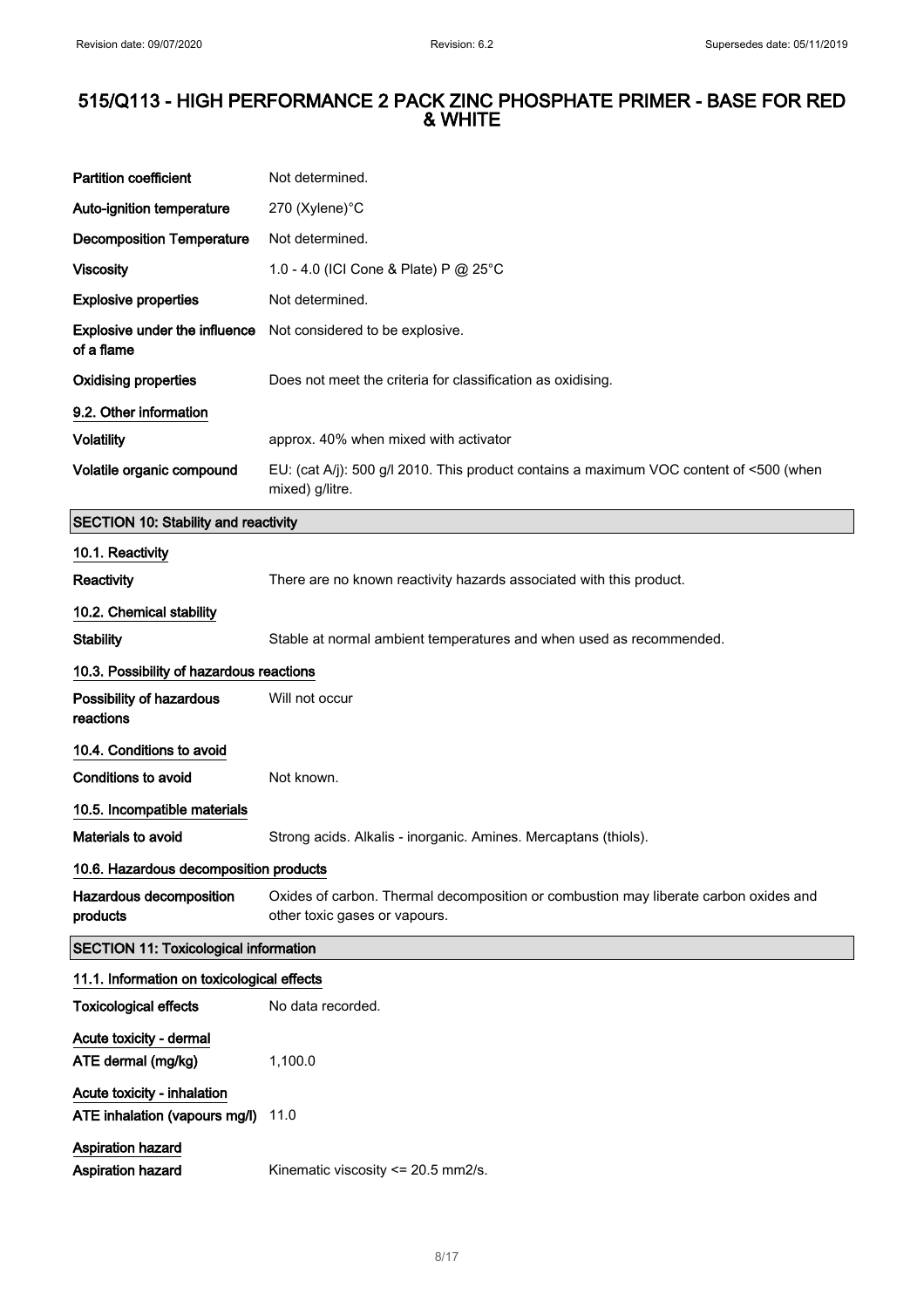| | |
|---|---|
| **Partition coefficient** | Not determined. |
| **Auto-ignition temperature** | 270 (Xylene)°C |
| **Decomposition Temperature** | Not determined. |
| **Viscosity** | 1.0 - 4.0 (ICI Cone & Plate) P @ 25°C |
| **Explosive properties** | Not determined. |
| **Explosive under the influence of a flame** | Not considered to be explosive. |
| **Oxidising properties** | Does not meet the criteria for classification as oxidising. |

### 9.2. Other information

| | |
|---|---|
| **Volatility** | approx. 40% when mixed with activator |
| **Volatile organic compound** | EU: (cat A/j): 500 g/l 2010. This product contains a maximum VOC content of <500 (when mixed) g/litre. |

## SECTION 10: Stability and reactivity

### 10.1. Reactivity

| | |
|---|---|
| **Reactivity** | There are no known reactivity hazards associated with this product. |

### 10.2. Chemical stability

| | |
|---|---|
| **Stability** | Stable at normal ambient temperatures and when used as recommended. |

### 10.3. Possibility of hazardous reactions

| | |
|---|---|
| **Possibility of hazardous reactions** | Will not occur |

### 10.4. Conditions to avoid

| | |
|---|---|
| **Conditions to avoid** | Not known. |

### 10.5. Incompatible materials

| | |
|---|---|
| **Materials to avoid** | Strong acids. Alkalis - inorganic. Amines. Mercaptans (thiols). |

### 10.6. Hazardous decomposition products

| | |
|---|---|
| **Hazardous decomposition products** | Oxides of carbon. Thermal decomposition or combustion may liberate carbon oxides and other toxic gases or vapours. |

## SECTION 11: Toxicological information

### 11.1. Information on toxicological effects

| | |
|---|---|
| **Toxicological effects** | No data recorded. |

**Acute toxicity - dermal**

| | |
|---|---|
| **ATE dermal (mg/kg)** | 1,100.0 |

**Acute toxicity - inhalation**

| | |
|---|---|
| **ATE inhalation (vapours mg/l)** | 11.0 |

**Aspiration hazard**

| | |
|---|---|
| **Aspiration hazard** | Kinematic viscosity <= 20.5 mm2/s. |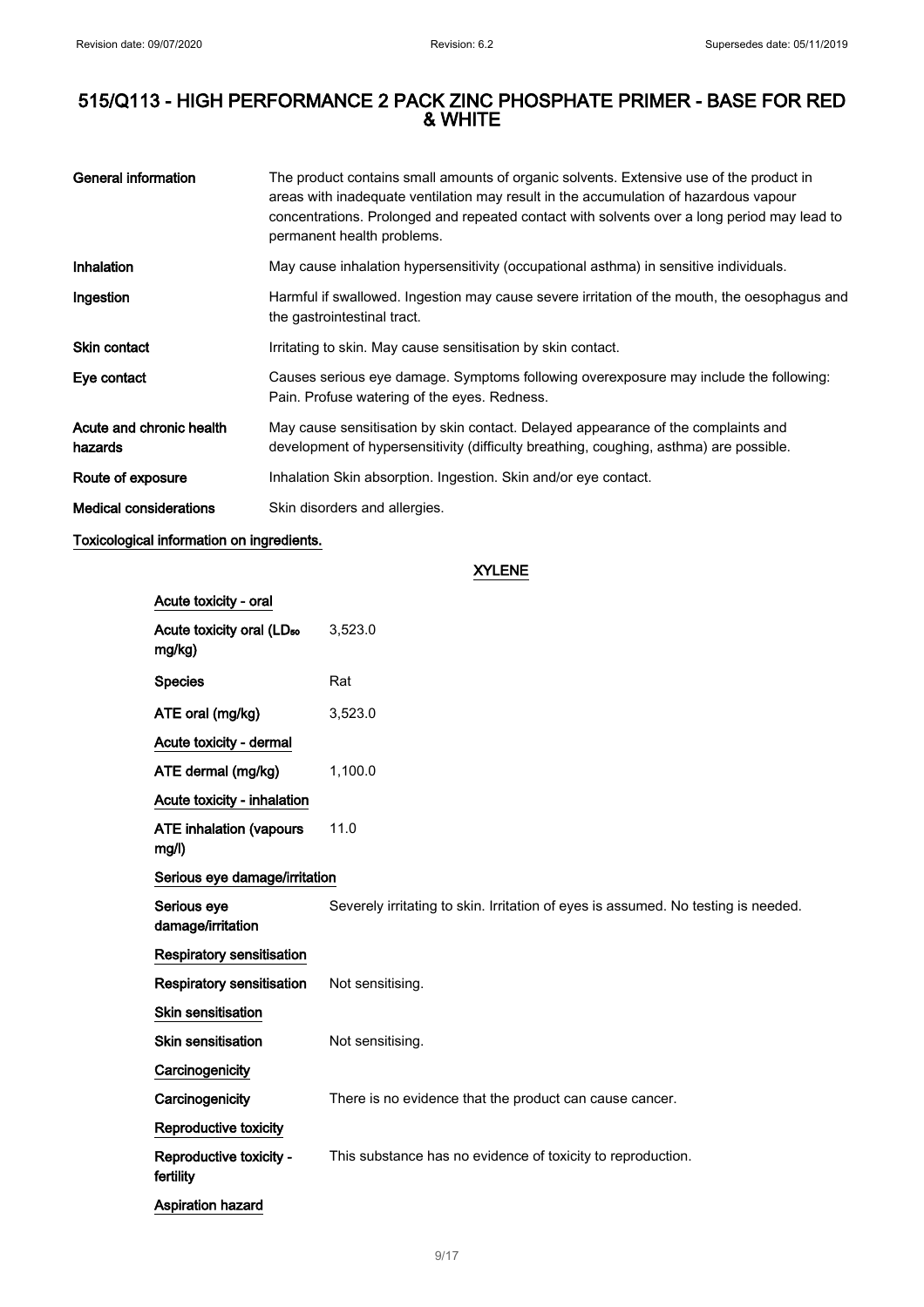# 515/Q113 - HIGH PERFORMANCE 2 PACK ZINC PHOSPHATE PRIMER - BASE FOR RED & WHITE

| | |
|---|---|
| **General information** | The product contains small amounts of organic solvents. Extensive use of the product in areas with inadequate ventilation may result in the accumulation of hazardous vapour concentrations. Prolonged and repeated contact with solvents over a long period may lead to permanent health problems. |
| **Inhalation** | May cause inhalation hypersensitivity (occupational asthma) in sensitive individuals. |
| **Ingestion** | Harmful if swallowed. Ingestion may cause severe irritation of the mouth, the oesophagus and the gastrointestinal tract. |
| **Skin contact** | Irritating to skin. May cause sensitisation by skin contact. |
| **Eye contact** | Causes serious eye damage. Symptoms following overexposure may include the following: Pain. Profuse watering of the eyes. Redness. |
| **Acute and chronic health hazards** | May cause sensitisation by skin contact. Delayed appearance of the complaints and development of hypersensitivity (difficulty breathing, coughing, asthma) are possible. |
| **Route of exposure** | Inhalation Skin absorption. Ingestion. Skin and/or eye contact. |
| **Medical considerations** | Skin disorders and allergies. |

**Toxicological information on ingredients.**

## XYLENE

**Acute toxicity - oral**

| | |
|---|---|
| **Acute toxicity oral ($LD_{50}$ mg/kg)** | 3,523.0 |
| **Species** | Rat |
| **ATE oral (mg/kg)** | 3,523.0 |

**Acute toxicity - dermal**

| | |
|---|---|
| **ATE dermal (mg/kg)** | 1,100.0 |

**Acute toxicity - inhalation**

| | |
|---|---|
| **ATE inhalation (vapours mg/l)** | 11.0 |

**Serious eye damage/irritation**

| | |
|---|---|
| **Serious eye damage/irritation** | Severely irritating to skin. Irritation of eyes is assumed. No testing is needed. |

**Respiratory sensitisation**

| | |
|---|---|
| **Respiratory sensitisation** | Not sensitising. |

**Skin sensitisation**

| | |
|---|---|
| **Skin sensitisation** | Not sensitising. |

**Carcinogenicity**

| | |
|---|---|
| **Carcinogenicity** | There is no evidence that the product can cause cancer. |

**Reproductive toxicity**

| | |
|---|---|
| **Reproductive toxicity - fertility** | This substance has no evidence of toxicity to reproduction. |

**Aspiration hazard**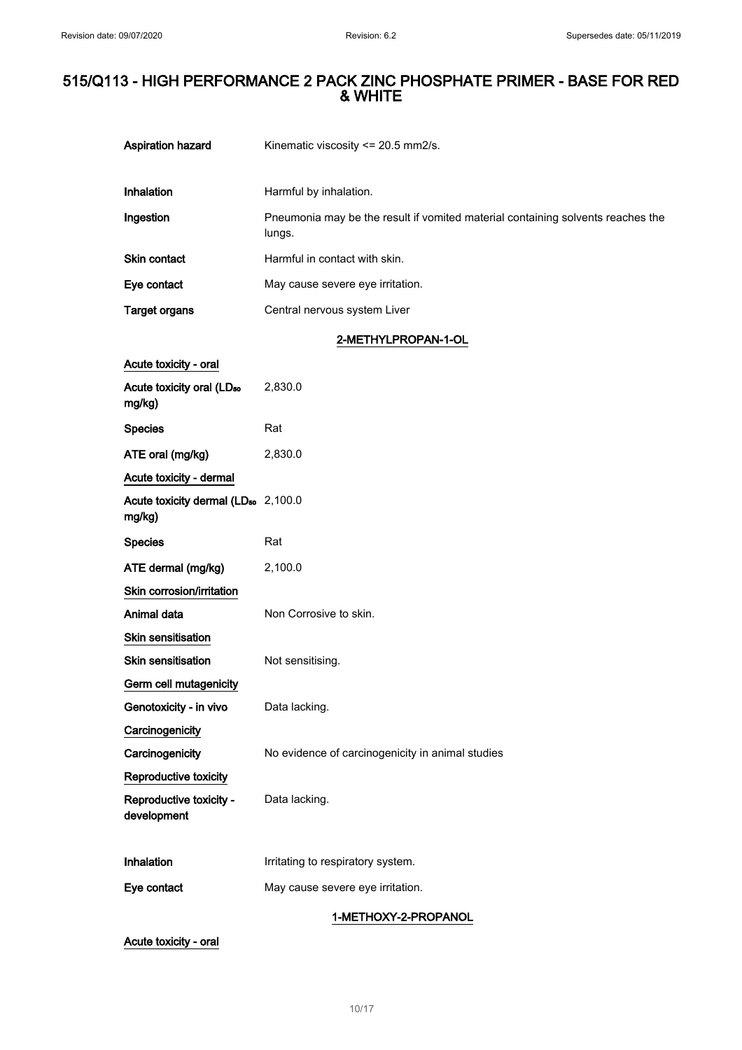| | |
|---|---|
| Aspiration hazard | Kinematic viscosity <= 20.5 mm2/s. |
| Inhalation | Harmful by inhalation. |
| Ingestion | Pneumonia may be the result if vomited material containing solvents reaches the lungs. |
| Skin contact | Harmful in contact with skin. |
| Eye contact | May cause severe eye irritation. |
| Target organs | Central nervous system Liver |

### 2-METHYLPROPAN-1-OL

**Acute toxicity - oral**

| | |
|---|---|
| Acute toxicity oral ($LD_{50}$ mg/kg) | 2,830.0 |
| Species | Rat |
| ATE oral (mg/kg) | 2,830.0 |

**Acute toxicity - dermal**

| | |
|---|---|
| Acute toxicity dermal ($LD_{50}$ mg/kg) | 2,100.0 |
| Species | Rat |
| ATE dermal (mg/kg) | 2,100.0 |

**Skin corrosion/irritation**

| | |
|---|---|
| Animal data | Non Corrosive to skin. |

**Skin sensitisation**

| | |
|---|---|
| Skin sensitisation | Not sensitising. |

**Germ cell mutagenicity**

| | |
|---|---|
| Genotoxicity - in vivo | Data lacking. |

**Carcinogenicity**

| | |
|---|---|
| Carcinogenicity | No evidence of carcinogenicity in animal studies |

**Reproductive toxicity**

| | |
|---|---|
| Reproductive toxicity - development | Data lacking. |
| Inhalation | Irritating to respiratory system. |
| Eye contact | May cause severe eye irritation. |

### 1-METHOXY-2-PROPANOL

**Acute toxicity - oral**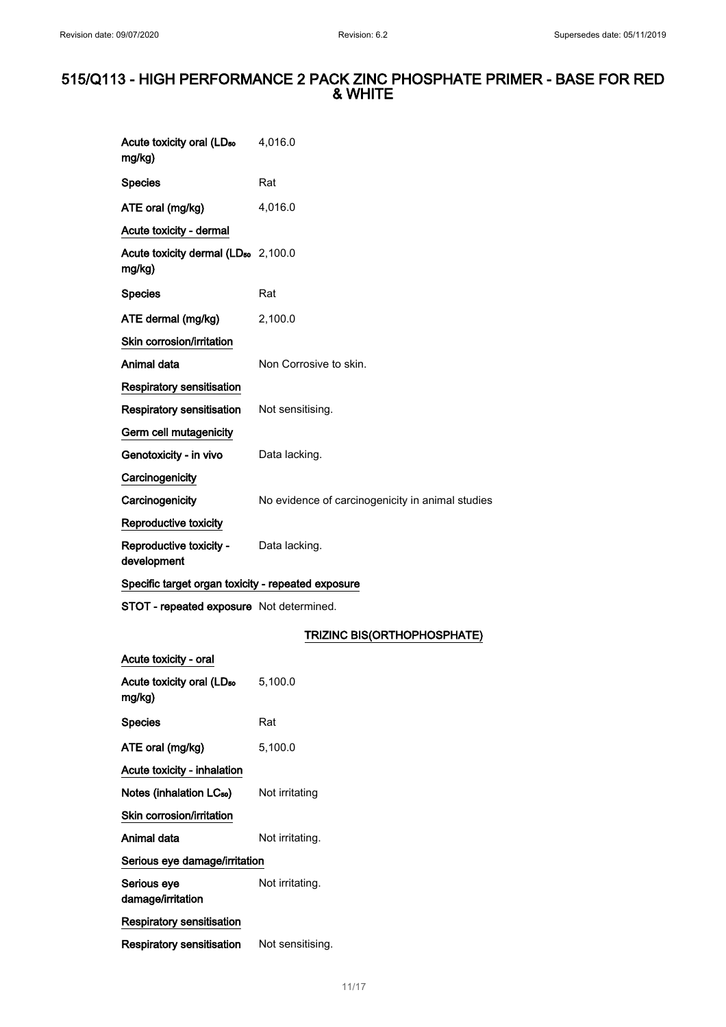| | |
|---|---|
| Acute toxicity oral ($LD_{50}$ mg/kg) | 4,016.0 |
| Species | Rat |
| ATE oral (mg/kg) | 4,016.0 |

**Acute toxicity - dermal**

| | |
|---|---|
| Acute toxicity dermal ($LD_{50}$ mg/kg) | 2,100.0 |
| Species | Rat |
| ATE dermal (mg/kg) | 2,100.0 |

**Skin corrosion/irritation**

| | |
|---|---|
| Animal data | Non Corrosive to skin. |

**Respiratory sensitisation**

| | |
|---|---|
| Respiratory sensitisation | Not sensitising. |

**Germ cell mutagenicity**

| | |
|---|---|
| Genotoxicity - in vivo | Data lacking. |

**Carcinogenicity**

| | |
|---|---|
| Carcinogenicity | No evidence of carcinogenicity in animal studies |

**Reproductive toxicity**

| | |
|---|---|
| Reproductive toxicity - development | Data lacking. |

**Specific target organ toxicity - repeated exposure**

| | |
|---|---|
| STOT - repeated exposure | Not determined. |

### TRIZINC BIS(ORTHOPHOSPHATE)

**Acute toxicity - oral**

| | |
|---|---|
| Acute toxicity oral ($LD_{50}$ mg/kg) | 5,100.0 |
| Species | Rat |
| ATE oral (mg/kg) | 5,100.0 |

**Acute toxicity - inhalation**

| | |
|---|---|
| Notes (inhalation $LC_{50}$) | Not irritating |

**Skin corrosion/irritation**

| | |
|---|---|
| Animal data | Not irritating. |

**Serious eye damage/irritation**

| | |
|---|---|
| Serious eye damage/irritation | Not irritating. |

**Respiratory sensitisation**

| | |
|---|---|
| Respiratory sensitisation | Not sensitising. |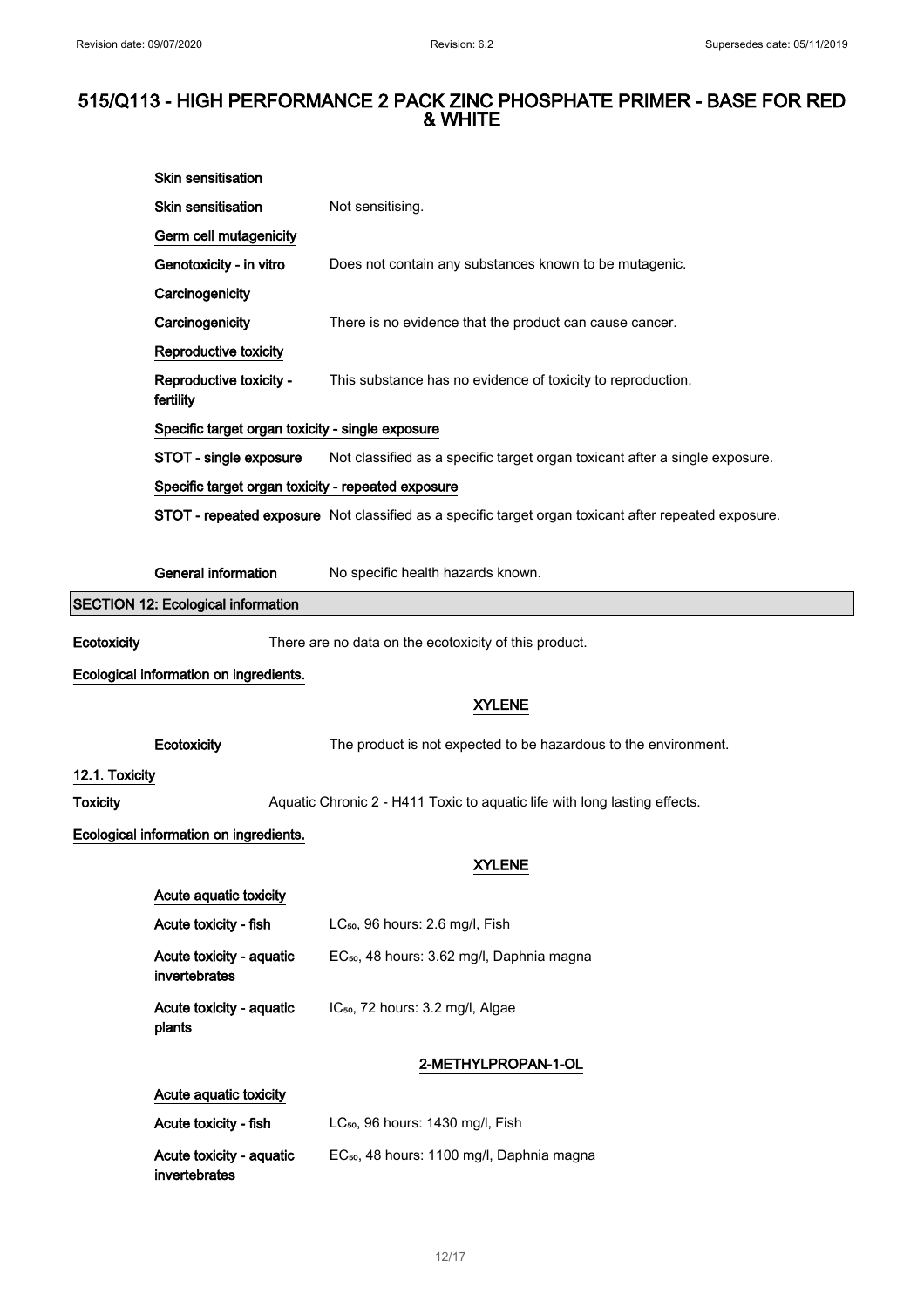**Skin sensitisation**

**Skin sensitisation** Not sensitising.

**Germ cell mutagenicity**

**Genotoxicity - in vitro** Does not contain any substances known to be mutagenic.

**Carcinogenicity**

**Carcinogenicity** There is no evidence that the product can cause cancer.

**Reproductive toxicity**

**Reproductive toxicity - fertility** This substance has no evidence of toxicity to reproduction.

**Specific target organ toxicity - single exposure**

**STOT - single exposure** Not classified as a specific target organ toxicant after a single exposure.

**Specific target organ toxicity - repeated exposure**

**STOT - repeated exposure** Not classified as a specific target organ toxicant after repeated exposure.

**General information** No specific health hazards known.

## SECTION 12: Ecological information

**Ecotoxicity** There are no data on the ecotoxicity of this product.

**Ecological information on ingredients.**

**XYLENE**

**Ecotoxicity** The product is not expected to be hazardous to the environment.

### 12.1. Toxicity

**Toxicity** Aquatic Chronic 2 - H411 Toxic to aquatic life with long lasting effects.

**Ecological information on ingredients.**

**XYLENE**

**Acute aquatic toxicity**

**Acute toxicity - fish** $LC_{50}$, 96 hours: 2.6 mg/l, Fish

**Acute toxicity - aquatic invertebrates** $EC_{50}$, 48 hours: 3.62 mg/l, Daphnia magna

**Acute toxicity - aquatic plants** $IC_{50}$, 72 hours: 3.2 mg/l, Algae

**2-METHYLPROPAN-1-OL**

**Acute aquatic toxicity**

**Acute toxicity - fish** $LC_{50}$, 96 hours: 1430 mg/l, Fish

**Acute toxicity - aquatic invertebrates** $EC_{50}$, 48 hours: 1100 mg/l, Daphnia magna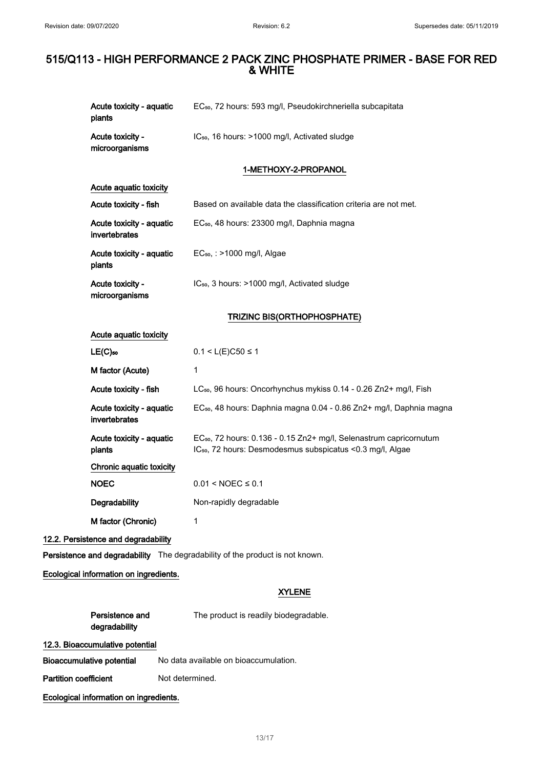| | |
|---|---|
| Acute toxicity - aquatic plants | $EC_{50}$, 72 hours: 593 mg/l, Pseudokirchneriella subcapitata |
| Acute toxicity - microorganisms | $IC_{50}$, 16 hours: >1000 mg/l, Activated sludge |

**1-METHOXY-2-PROPANOL**

| Acute aquatic toxicity | |
|---|---|
| Acute toxicity - fish | Based on available data the classification criteria are not met. |
| Acute toxicity - aquatic invertebrates | $EC_{50}$, 48 hours: 23300 mg/l, Daphnia magna |
| Acute toxicity - aquatic plants | $EC_{50}$, : >1000 mg/l, Algae |
| Acute toxicity - microorganisms | $IC_{50}$, 3 hours: >1000 mg/l, Activated sludge |

**TRIZINC BIS(ORTHOPHOSPHATE)**

| Acute aquatic toxicity | |
|---|---|
| $LE(C)_{50}$ | $0.1 < L(E)C50 \le 1$ |
| M factor (Acute) | 1 |
| Acute toxicity - fish | $LC_{50}$, 96 hours: Oncorhynchus mykiss 0.14 - 0.26 $Zn^{2+}$ mg/l, Fish |
| Acute toxicity - aquatic invertebrates | $EC_{50}$, 48 hours: Daphnia magna 0.04 - 0.86 $Zn^{2+}$ mg/l, Daphnia magna |
| Acute toxicity - aquatic plants | $EC_{50}$, 72 hours: 0.136 - 0.15 $Zn^{2+}$ mg/l, Selenastrum capricornutum<br>$IC_{50}$, 72 hours: Desmodesmus subspicatus <0.3 mg/l, Algae |
| **Chronic aquatic toxicity** | |
| NOEC | $0.01 < NOEC \le 0.1$ |
| Degradability | Non-rapidly degradable |
| M factor (Chronic) | 1 |

### 12.2. Persistence and degradability

**Persistence and degradability** The degradability of the product is not known.

**Ecological information on ingredients.**

**XYLENE**

| | |
|---|---|
| Persistence and degradability | The product is readily biodegradable. |

### 12.3. Bioaccumulative potential

**Bioaccumulative potential** No data available on bioaccumulation.

**Partition coefficient** Not determined.

**Ecological information on ingredients.**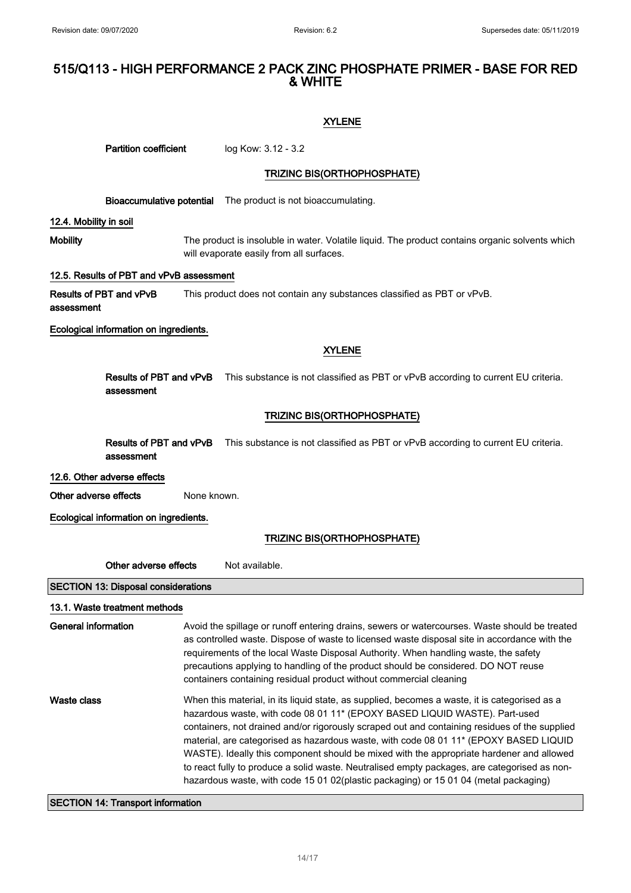# 515/Q113 - HIGH PERFORMANCE 2 PACK ZINC PHOSPHATE PRIMER - BASE FOR RED & WHITE

**XYLENE**

**Partition coefficient** log Kow: 3.12 - 3.2

**TRIZINC BIS(ORTHOPHOSPHATE)**

**Bioaccumulative potential** The product is not bioaccumulating.

### 12.4. Mobility in soil

**Mobility** The product is insoluble in water. Volatile liquid. The product contains organic solvents which will evaporate easily from all surfaces.

### 12.5. Results of PBT and vPvB assessment

**Results of PBT and vPvB assessment** This product does not contain any substances classified as PBT or vPvB.

**Ecological information on ingredients.**

**XYLENE**

**Results of PBT and vPvB assessment** This substance is not classified as PBT or vPvB according to current EU criteria.

**TRIZINC BIS(ORTHOPHOSPHATE)**

**Results of PBT and vPvB assessment** This substance is not classified as PBT or vPvB according to current EU criteria.

### 12.6. Other adverse effects

**Other adverse effects** None known.

**Ecological information on ingredients.**

**TRIZINC BIS(ORTHOPHOSPHATE)**

**Other adverse effects** Not available.

## SECTION 13: Disposal considerations

### 13.1. Waste treatment methods

**General information** Avoid the spillage or runoff entering drains, sewers or watercourses. Waste should be treated as controlled waste. Dispose of waste to licensed waste disposal site in accordance with the requirements of the local Waste Disposal Authority. When handling waste, the safety precautions applying to handling of the product should be considered. DO NOT reuse containers containing residual product without commercial cleaning

**Waste class** When this material, in its liquid state, as supplied, becomes a waste, it is categorised as a hazardous waste, with code 08 01 11* (EPOXY BASED LIQUID WASTE). Part-used containers, not drained and/or rigorously scraped out and containing residues of the supplied material, are categorised as hazardous waste, with code 08 01 11* (EPOXY BASED LIQUID WASTE). Ideally this component should be mixed with the appropriate hardener and allowed to react fully to produce a solid waste. Neutralised empty packages, are categorised as non-hazardous waste, with code 15 01 02(plastic packaging) or 15 01 04 (metal packaging)

## SECTION 14: Transport information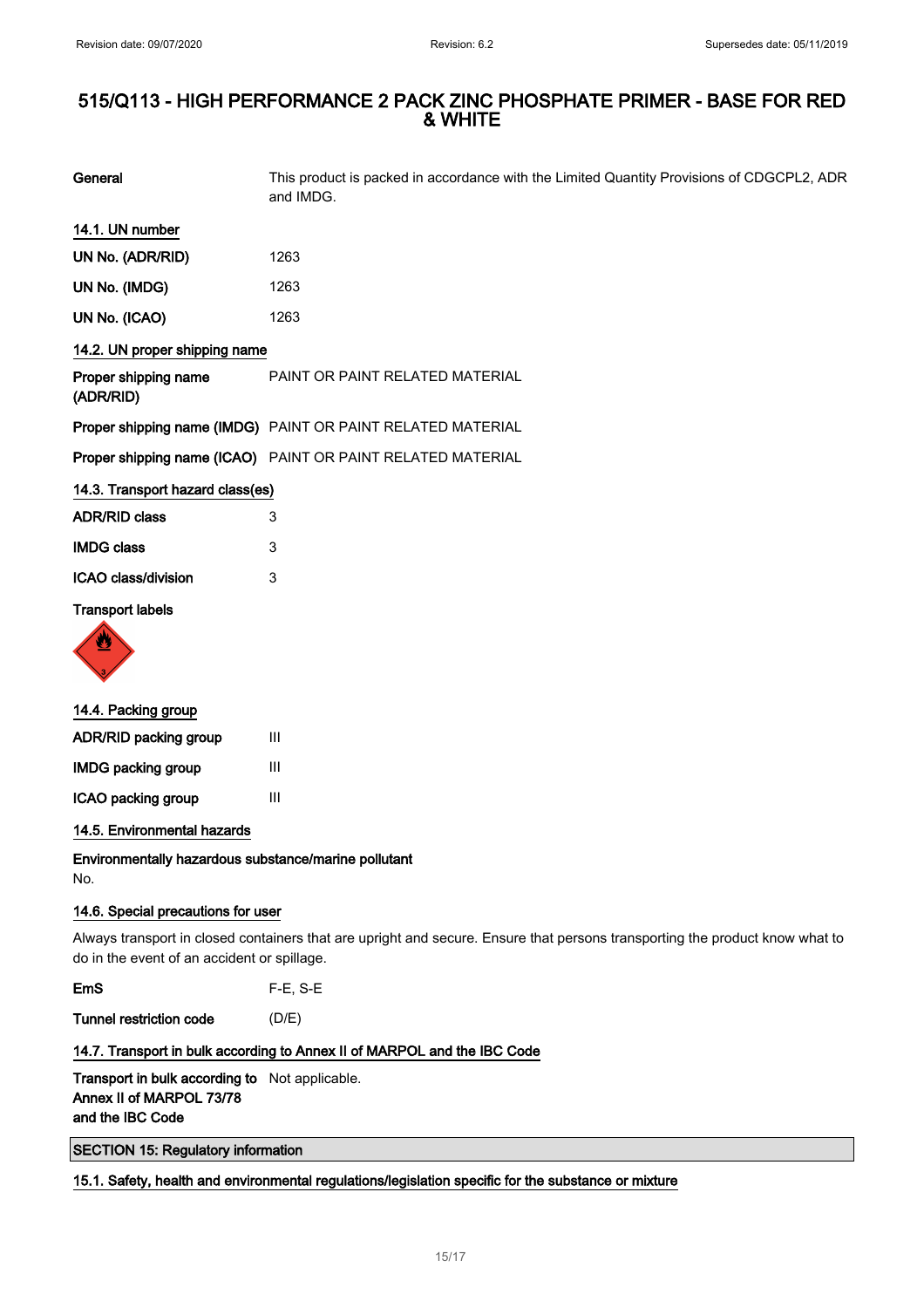# 515/Q113 - HIGH PERFORMANCE 2 PACK ZINC PHOSPHATE PRIMER - BASE FOR RED & WHITE

| | |
|---|---|
| **General** | This product is packed in accordance with the Limited Quantity Provisions of CDGCPL2, ADR and IMDG. |

### 14.1. UN number

| | |
|---|---|
| **UN No. (ADR/RID)** | 1263 |
| **UN No. (IMDG)** | 1263 |
| **UN No. (ICAO)** | 1263 |

### 14.2. UN proper shipping name

| | |
|---|---|
| **Proper shipping name (ADR/RID)** | PAINT OR PAINT RELATED MATERIAL |
| **Proper shipping name (IMDG)** | PAINT OR PAINT RELATED MATERIAL |
| **Proper shipping name (ICAO)** | PAINT OR PAINT RELATED MATERIAL |

### 14.3. Transport hazard class(es)

| | |
|---|---|
| **ADR/RID class** | 3 |
| **IMDG class** | 3 |
| **ICAO class/division** | 3 |

**Transport labels**

### 14.4. Packing group

| | |
|---|---|
| **ADR/RID packing group** | III |
| **IMDG packing group** | III |
| **ICAO packing group** | III |

### 14.5. Environmental hazards

**Environmentally hazardous substance/marine pollutant**

No.

### 14.6. Special precautions for user

Always transport in closed containers that are upright and secure. Ensure that persons transporting the product know what to do in the event of an accident or spillage.

| | |
|---|---|
| **EmS** | F-E, S-E |
| **Tunnel restriction code** | (D/E) |

### 14.7. Transport in bulk according to Annex II of MARPOL and the IBC Code

| | |
|---|---|
| **Transport in bulk according to Annex II of MARPOL 73/78 and the IBC Code** | Not applicable. |

## SECTION 15: Regulatory information

### 15.1. Safety, health and environmental regulations/legislation specific for the substance or mixture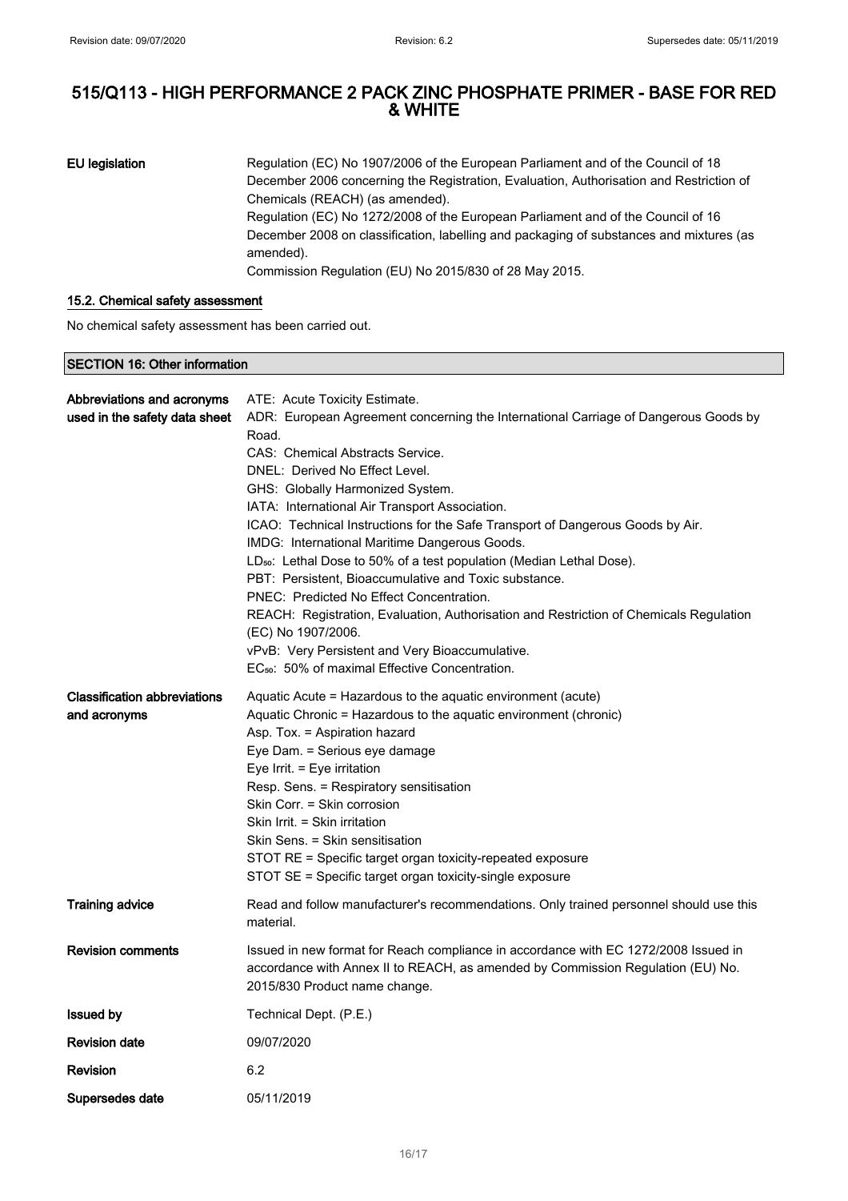# 515/Q113 - HIGH PERFORMANCE 2 PACK ZINC PHOSPHATE PRIMER - BASE FOR RED & WHITE

**EU legislation**

Regulation (EC) No 1907/2006 of the European Parliament and of the Council of 18 December 2006 concerning the Registration, Evaluation, Authorisation and Restriction of Chemicals (REACH) (as amended).
Regulation (EC) No 1272/2008 of the European Parliament and of the Council of 16 December 2008 on classification, labelling and packaging of substances and mixtures (as amended).
Commission Regulation (EU) No 2015/830 of 28 May 2015.

### 15.2. Chemical safety assessment

No chemical safety assessment has been carried out.

## SECTION 16: Other information

**Abbreviations and acronyms used in the safety data sheet**

ATE: Acute Toxicity Estimate.
ADR: European Agreement concerning the International Carriage of Dangerous Goods by Road.
CAS: Chemical Abstracts Service.
DNEL: Derived No Effect Level.
GHS: Globally Harmonized System.
IATA: International Air Transport Association.
ICAO: Technical Instructions for the Safe Transport of Dangerous Goods by Air.
IMDG: International Maritime Dangerous Goods.
$LD_{50}$: Lethal Dose to 50% of a test population (Median Lethal Dose).
PBT: Persistent, Bioaccumulative and Toxic substance.
PNEC: Predicted No Effect Concentration.
REACH: Registration, Evaluation, Authorisation and Restriction of Chemicals Regulation (EC) No 1907/2006.
vPvB: Very Persistent and Very Bioaccumulative.
$EC_{50}$: 50% of maximal Effective Concentration.

**Classification abbreviations and acronyms**

Aquatic Acute = Hazardous to the aquatic environment (acute)
Aquatic Chronic = Hazardous to the aquatic environment (chronic)
Asp. Tox. = Aspiration hazard
Eye Dam. = Serious eye damage
Eye Irrit. = Eye irritation
Resp. Sens. = Respiratory sensitisation
Skin Corr. = Skin corrosion
Skin Irrit. = Skin irritation
Skin Sens. = Skin sensitisation
STOT RE = Specific target organ toxicity-repeated exposure
STOT SE = Specific target organ toxicity-single exposure

**Training advice**

Read and follow manufacturer's recommendations. Only trained personnel should use this material.

**Revision comments**

Issued in new format for Reach compliance in accordance with EC 1272/2008 Issued in accordance with Annex II to REACH, as amended by Commission Regulation (EU) No. 2015/830 Product name change.

**Issued by**

Technical Dept. (P.E.)

**Revision date**

09/07/2020

**Revision**

6.2

**Supersedes date**

05/11/2019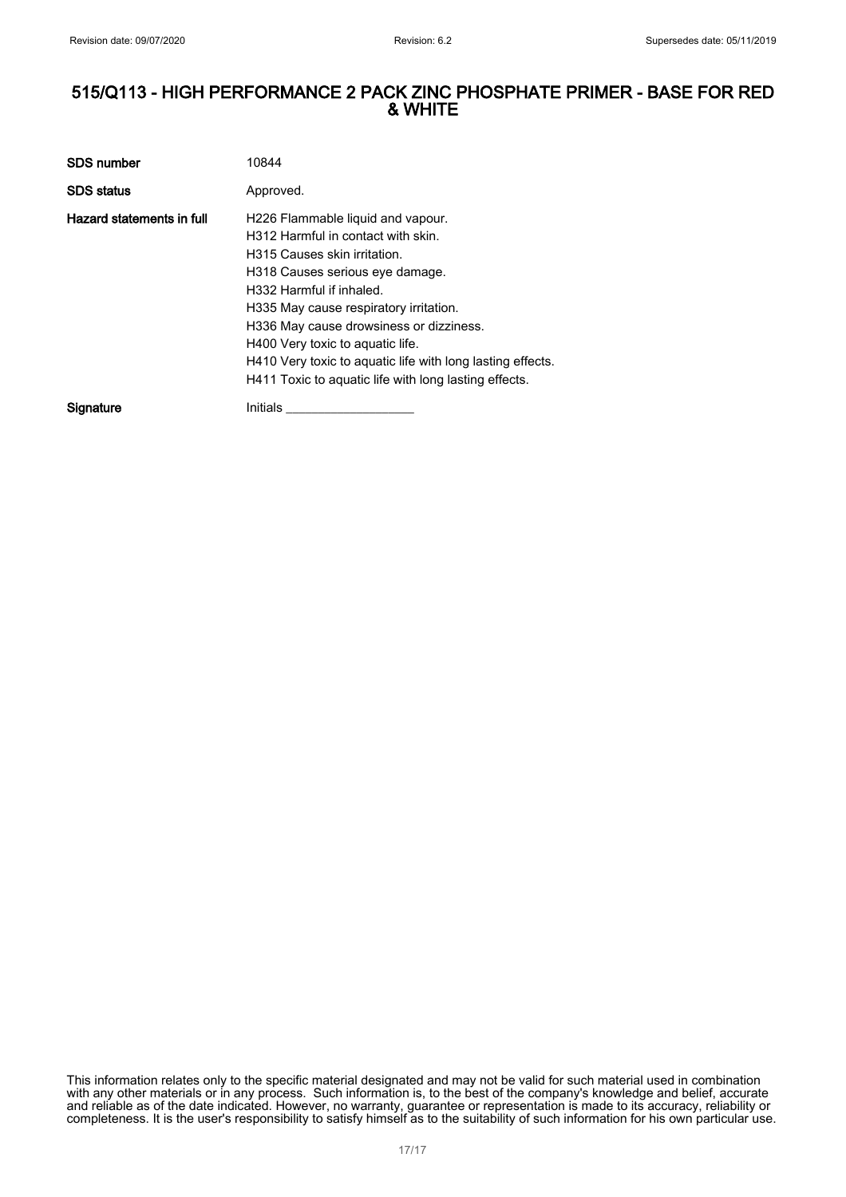# 515/Q113 - HIGH PERFORMANCE 2 PACK ZINC PHOSPHATE PRIMER - BASE FOR RED & WHITE

| | |
|---|---|
| **SDS number** | 10844 |
| **SDS status** | Approved. |
| **Hazard statements in full** | H226 Flammable liquid and vapour.<br>H312 Harmful in contact with skin.<br>H315 Causes skin irritation.<br>H318 Causes serious eye damage.<br>H332 Harmful if inhaled.<br>H335 May cause respiratory irritation.<br>H336 May cause drowsiness or dizziness.<br>H400 Very toxic to aquatic life.<br>H410 Very toxic to aquatic life with long lasting effects.<br>H411 Toxic to aquatic life with long lasting effects. |
| **Signature** | Initials ___________________ |

This information relates only to the specific material designated and may not be valid for such material used in combination with any other materials or in any process. Such information is, to the best of the company's knowledge and belief, accurate and reliable as of the date indicated. However, no warranty, guarantee or representation is made to its accuracy, reliability or completeness. It is the user's responsibility to satisfy himself as to the suitability of such information for his own particular use.